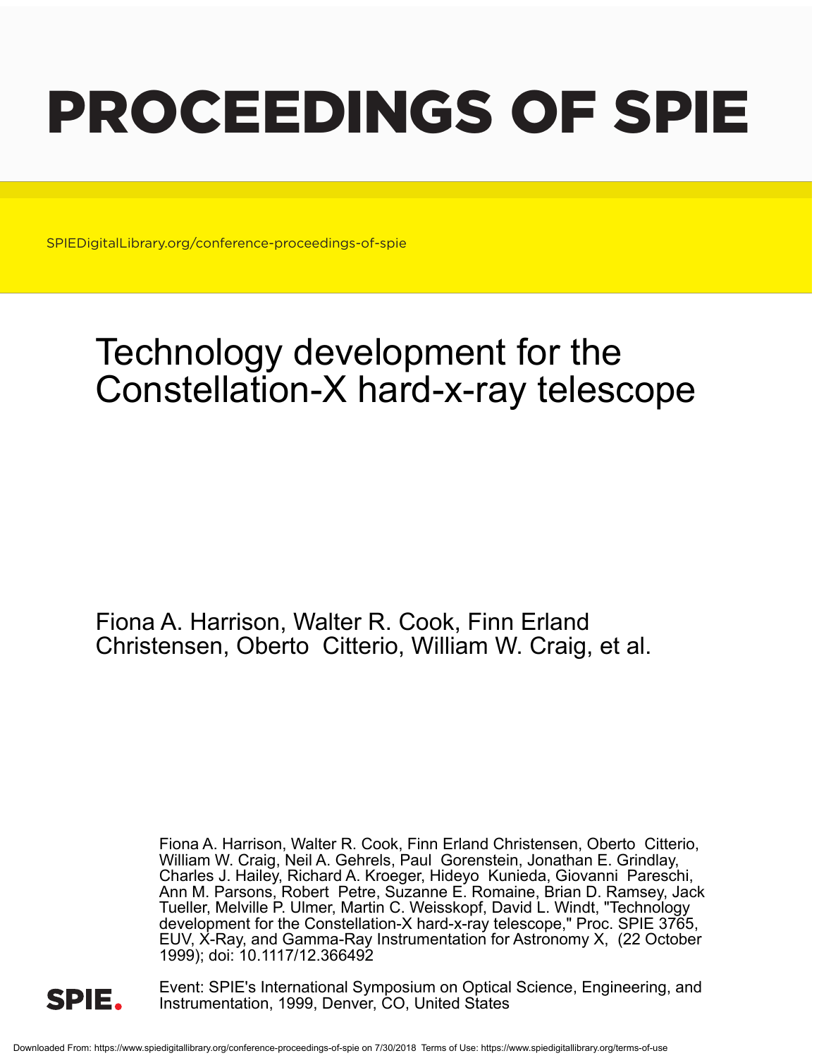# PROCEEDINGS OF SPIE

SPIEDigitalLibrary.org/conference-proceedings-of-spie

## Technology development for the Constellation-X hard-x-ray telescope

Fiona A. Harrison, Walter R. Cook, Finn Erland Christensen, Oberto Citterio, William W. Craig, et al.

Fiona A. Harrison, Walter R. Cook, Finn Erland Christensen, Oberto Citterio, William W. Craig, Neil A. Gehrels, Paul Gorenstein, Jonathan E. Grindlay, Charles J. Hailey, Richard A. Kroeger, Hideyo Kunieda, Giovanni Pareschi, Ann M. Parsons, Robert Petre, Suzanne E. Romaine, Brian D. Ramsey, Jack Tueller, Melville P. Ulmer, Martin C. Weisskopf, David L. Windt, "Technology development for the Constellation-X hard-x-ray telescope," Proc. SPIE 3765, EUV, X-Ray, and Gamma-Ray Instrumentation for Astronomy X, (22 October 1999); doi: 10.1117/12.366492

Event: SPIE's International Symposium on Optical Science, Engineering, and Instrumentation, 1999, Denver, CO, United States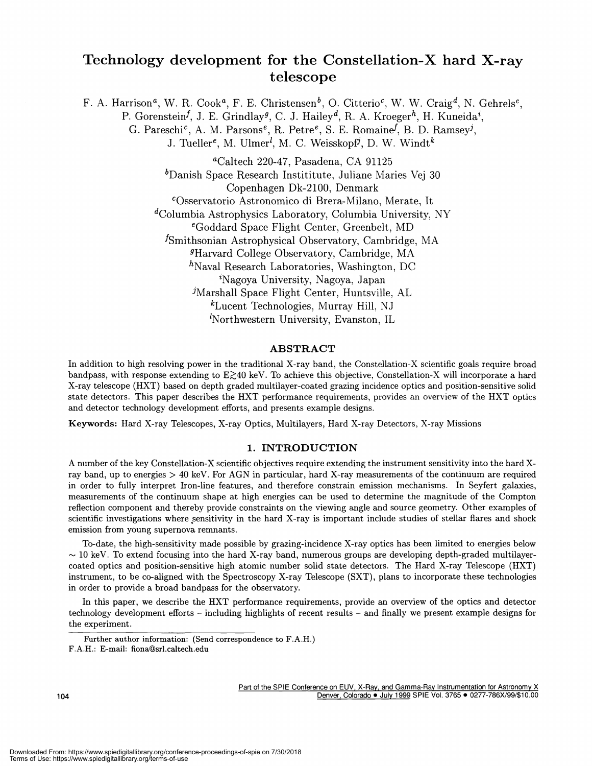# Technology development for the Constellation-X hard X-ray telescope

F. A. Harrison[a], W. R. Cook[a], F. E. Christensen[b], O. Citterio[c], W. W. Craig[d], N. Gehrels[e], P. Gorenstein[f], J. E. Grindlay[g], C. J. Hailey[d], R. A. Kroeger[h], H. Kuneida[i], G. Pareschi[c], A. M. Parsons[e], R. Petre[e], S. E. Romaine[f], B. D. Ramsey[j], J. Tueller[e], M. Ulmer[l], M. C. Weisskopf[j], D. W. Windt[k]

[a]Caltech 220-47, Pasadena, CA 91125
[b]Danish Space Research Instititute, Juliane Maries Vej 30 Copenhagen Dk-2100, Denmark
[c]Osservatorio Astronomico di Brera-Milano, Merate, It
[d]Columbia Astrophysics Laboratory, Columbia University, NY
[e]Goddard Space Flight Center, Greenbelt, MD
[f]Smithsonian Astrophysical Observatory, Cambridge, MA
[g]Harvard College Observatory, Cambridge, MA
[h]Naval Research Laboratories, Washington, DC
[i]Nagoya University, Nagoya, Japan
[j]Marshall Space Flight Center, Huntsville, AL
[k]Lucent Technologies, Murray Hill, NJ
[l]Northwestern University, Evanston, IL

## ABSTRACT

In addition to high resolving power in the traditional X-ray band, the Constellation-X scientific goals require broad bandpass, with response extending to E$\gtrsim$40 keV. To achieve this objective, Constellation-X will incorporate a hard X-ray telescope (HXT) based on depth graded multilayer-coated grazing incidence optics and position-sensitive solid state detectors. This paper describes the HXT performance requirements, provides an overview of the HXT optics and detector technology development efforts, and presents example designs.

**Keywords:** Hard X-ray Telescopes, X-ray Optics, Multilayers, Hard X-ray Detectors, X-ray Missions

## 1. INTRODUCTION

A number of the key Constellation-X scientific objectives require extending the instrument sensitivity into the hard X-ray band, up to energies > 40 keV. For AGN in particular, hard X-ray measurements of the continuum are required in order to fully interpret Iron-line features, and therefore constrain emission mechanisms. In Seyfert galaxies, measurements of the continuum shape at high energies can be used to determine the magnitude of the Compton reflection component and thereby provide constraints on the viewing angle and source geometry. Other examples of scientific investigations where sensitivity in the hard X-ray is important include studies of stellar flares and shock emission from young supernova remnants.

To-date, the high-sensitivity made possible by grazing-incidence X-ray optics has been limited to energies below $\sim$ 10 keV. To extend focusing into the hard X-ray band, numerous groups are developing depth-graded multilayer-coated optics and position-sensitive high atomic number solid state detectors. The Hard X-ray Telescope (HXT) instrument, to be co-aligned with the Spectroscopy X-ray Telescope (SXT), plans to incorporate these technologies in order to provide a broad bandpass for the observatory.

In this paper, we describe the HXT performance requirements, provide an overview of the optics and detector technology development efforts – including highlights of recent results – and finally we present example designs for the experiment.

Further author information: (Send correspondence to F.A.H.)
F.A.H.: E-mail: fiona@srl.caltech.edu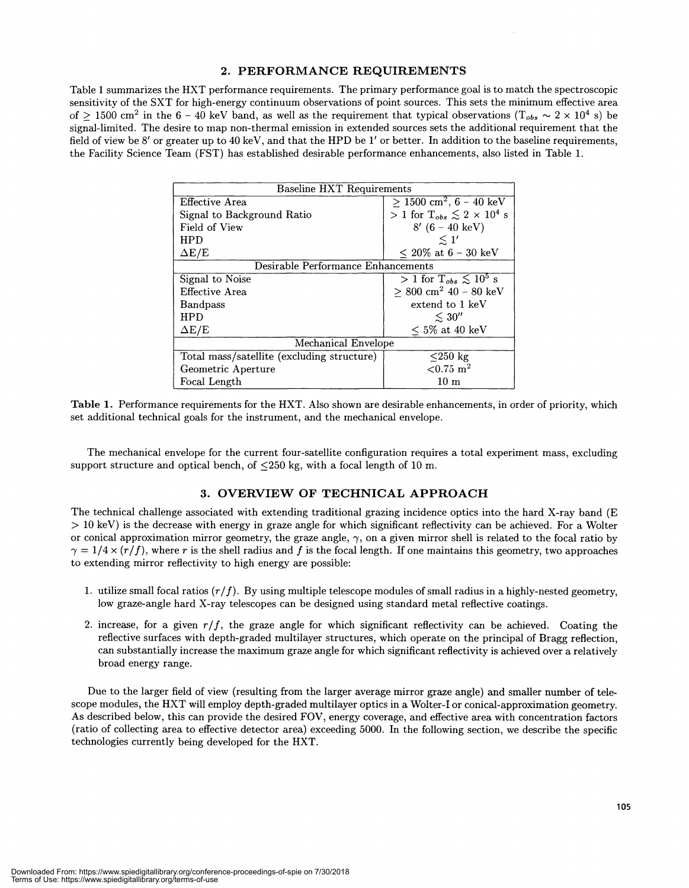## 2. PERFORMANCE REQUIREMENTS

Table 1 summarizes the HXT performance requirements. The primary performance goal is to match the spectroscopic sensitivity of the SXT for high-energy continuum observations of point sources. This sets the minimum effective area of $\geq$ 1500 cm$^2$ in the 6 – 40 keV band, as well as the requirement that typical observations ($T_{obs} \sim 2 \times 10^4$ s) be signal-limited. The desire to map non-thermal emission in extended sources sets the additional requirement that the field of view be 8′ or greater up to 40 keV, and that the HPD be 1′ or better. In addition to the baseline requirements, the Facility Science Team (FST) has established desirable performance enhancements, also listed in Table 1.

| Baseline HXT Requirements | |
|---|---|
| Effective Area | $\geq$ 1500 cm$^2$, 6 – 40 keV |
| Signal to Background Ratio | $> 1$ for $T_{obs} \lesssim 2 \times 10^4$ s |
| Field of View | 8′ (6 – 40 keV) |
| HPD | $\lesssim 1'$ |
| $\Delta$E/E | $\leq$ 20% at 6 – 30 keV |
| **Desirable Performance Enhancements** | |
| Signal to Noise | $> 1$ for $T_{obs} \lesssim 10^5$ s |
| Effective Area | $\geq$ 800 cm$^2$ 40 – 80 keV |
| Bandpass | extend to 1 keV |
| HPD | $\lesssim 30''$ |
| $\Delta$E/E | $\leq$ 5% at 40 keV |
| **Mechanical Envelope** | |
| Total mass/satellite (excluding structure) | $\leq$250 kg |
| Geometric Aperture | $<$0.75 m$^2$ |
| Focal Length | 10 m |

**Table 1.** Performance requirements for the HXT. Also shown are desirable enhancements, in order of priority, which set additional technical goals for the instrument, and the mechanical envelope.

The mechanical envelope for the current four-satellite configuration requires a total experiment mass, excluding support structure and optical bench, of $\leq$250 kg, with a focal length of 10 m.

## 3. OVERVIEW OF TECHNICAL APPROACH

The technical challenge associated with extending traditional grazing incidence optics into the hard X-ray band (E $>$ 10 keV) is the decrease with energy in graze angle for which significant reflectivity can be achieved. For a Wolter or conical approximation mirror geometry, the graze angle, $\gamma$, on a given mirror shell is related to the focal ratio by $\gamma = 1/4 \times (r/f)$, where $r$ is the shell radius and $f$ is the focal length. If one maintains this geometry, two approaches to extending mirror reflectivity to high energy are possible:

1. utilize small focal ratios ($r/f$). By using multiple telescope modules of small radius in a highly-nested geometry, low graze-angle hard X-ray telescopes can be designed using standard metal reflective coatings.
2. increase, for a given $r/f$, the graze angle for which significant reflectivity can be achieved. Coating the reflective surfaces with depth-graded multilayer structures, which operate on the principal of Bragg reflection, can substantially increase the maximum graze angle for which significant reflectivity is achieved over a relatively broad energy range.

Due to the larger field of view (resulting from the larger average mirror graze angle) and smaller number of telescope modules, the HXT will employ depth-graded multilayer optics in a Wolter-I or conical-approximation geometry. As described below, this can provide the desired FOV, energy coverage, and effective area with concentration factors (ratio of collecting area to effective detector area) exceeding 5000. In the following section, we describe the specific technologies currently being developed for the HXT.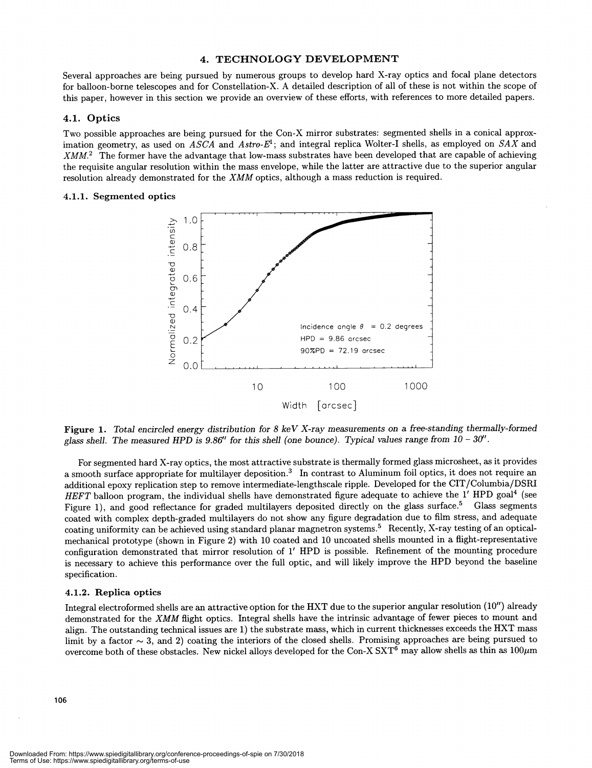## 4. TECHNOLOGY DEVELOPMENT

Several approaches are being pursued by numerous groups to develop hard X-ray optics and focal plane detectors for balloon-borne telescopes and for Constellation-X. A detailed description of all of these is not within the scope of this paper, however in this section we provide an overview of these efforts, with references to more detailed papers.

### 4.1. Optics

Two possible approaches are being pursued for the Con-X mirror substrates: segmented shells in a conical approximation geometry, as used on *ASCA* and *Astro-E*[1]; and integral replica Wolter-I shells, as employed on *SAX* and *XMM*.[2] The former have the advantage that low-mass substrates have been developed that are capable of achieving the requisite angular resolution within the mass envelope, while the latter are attractive due to the superior angular resolution already demonstrated for the *XMM* optics, although a mass reduction is required.

#### 4.1.1. Segmented optics

**Figure 1.** *Total encircled energy distribution for 8 keV X-ray measurements on a free-standing thermally-formed glass shell. The measured HPD is 9.86″ for this shell (one bounce). Typical values range from 10 – 30″.*

For segmented hard X-ray optics, the most attractive substrate is thermally formed glass microsheet, as it provides a smooth surface appropriate for multilayer deposition.[3] In contrast to Aluminum foil optics, it does not require an additional epoxy replication step to remove intermediate-lengthscale ripple. Developed for the CIT/Columbia/DSRI *HEFT* balloon program, the individual shells have demonstrated figure adequate to achieve the 1′ HPD goal[4] (see Figure 1), and good reflectance for graded multilayers deposited directly on the glass surface.[5] Glass segments coated with complex depth-graded multilayers do not show any figure degradation due to film stress, and adequate coating uniformity can be achieved using standard planar magnetron systems.[5] Recently, X-ray testing of an optical-mechanical prototype (shown in Figure 2) with 10 coated and 10 uncoated shells mounted in a flight-representative configuration demonstrated that mirror resolution of 1′ HPD is possible. Refinement of the mounting procedure is necessary to achieve this performance over the full optic, and will likely improve the HPD beyond the baseline specification.

#### 4.1.2. Replica optics

Integral electroformed shells are an attractive option for the HXT due to the superior angular resolution (10″) already demonstrated for the *XMM* flight optics. Integral shells have the intrinsic advantage of fewer pieces to mount and align. The outstanding technical issues are 1) the substrate mass, which in current thicknesses exceeds the HXT mass limit by a factor $\sim 3$, and 2) coating the interiors of the closed shells. Promising approaches are being pursued to overcome both of these obstacles. New nickel alloys developed for the Con-X SXT[6] may allow shells as thin as $100\mu m$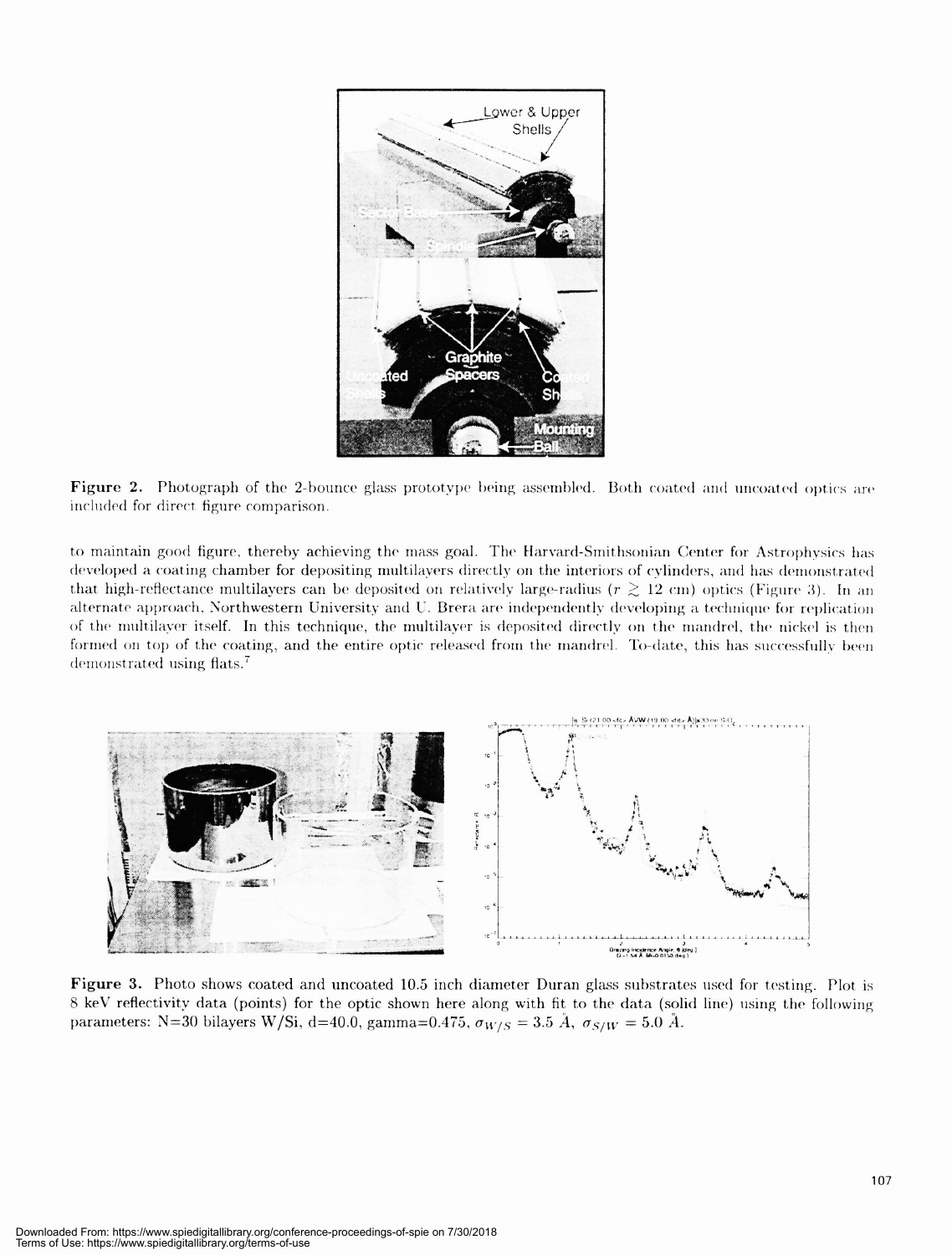Figure 2. Photograph of the 2-bounce glass prototype being assembled. Both coated and uncoated optics are included for direct figure comparison.

to maintain good figure, thereby achieving the mass goal. The Harvard-Smithsonian Center for Astrophysics has developed a coating chamber for depositing multilayers directly on the interiors of cylinders, and has demonstrated that high-reflectance multilayers can be deposited on relatively large-radius ($r \gtrsim 12$ cm) optics (Figure 3). In an alternate approach, Northwestern University and U. Brera are independently developing a technique for replication of the multilayer itself. In this technique, the multilayer is deposited directly on the mandrel, the nickel is then formed on top of the coating, and the entire optic released from the mandrel. To-date, this has successfully been demonstrated using flats.[7]

Figure 3. Photo shows coated and uncoated 10.5 inch diameter Duran glass substrates used for testing. Plot is 8 keV reflectivity data (points) for the optic shown here along with fit to the data (solid line) using the following parameters: N=30 bilayers W/Si, d=40.0, gamma=0.475, $\sigma_{W/S} = 3.5$ Å, $\sigma_{S/W} = 5.0$ Å.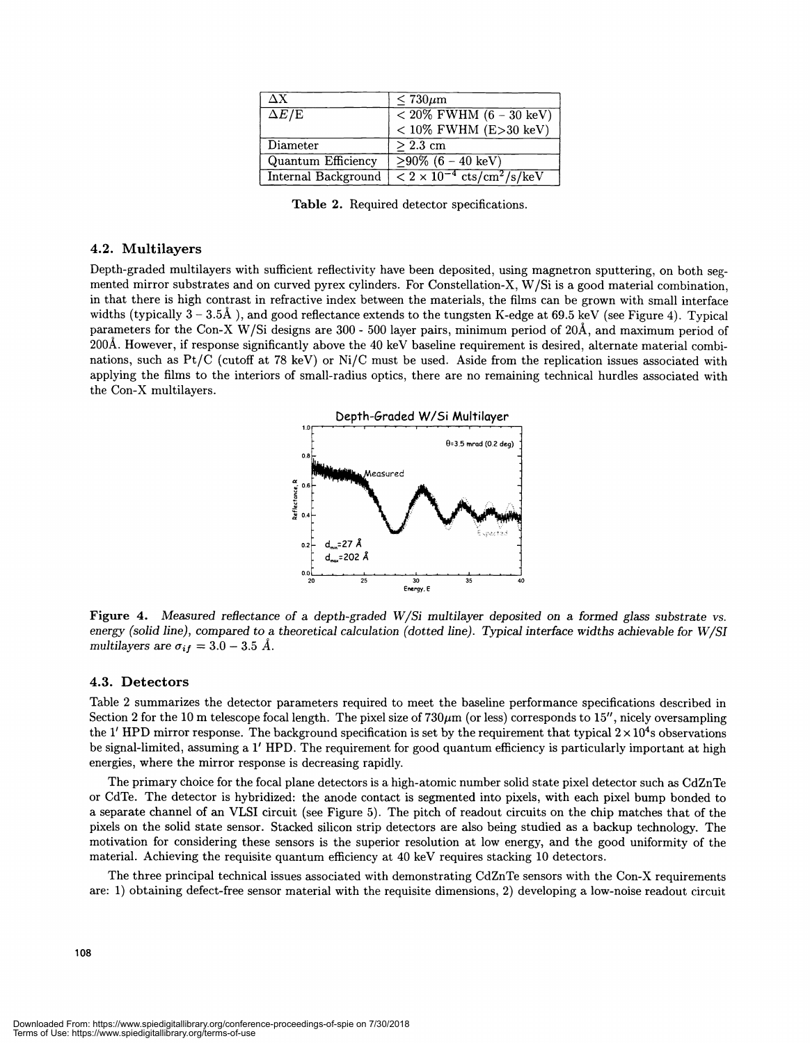| ΔX | $\leq 730\mu$m |
|---|---|
| $\Delta E$/E | < 20% FWHM (6 – 30 keV) |
| | < 10% FWHM (E>30 keV) |
| Diameter | $\geq 2.3$ cm |
| Quantum Efficiency | $\geq$90% (6 – 40 keV) |
| Internal Background | $< 2 \times 10^{-4}$ cts/cm$^2$/s/keV |

**Table 2.** Required detector specifications.

### 4.2. Multilayers

Depth-graded multilayers with sufficient reflectivity have been deposited, using magnetron sputtering, on both segmented mirror substrates and on curved pyrex cylinders. For Constellation-X, W/Si is a good material combination, in that there is high contrast in refractive index between the materials, the films can be grown with small interface widths (typically 3 – 3.5Å ), and good reflectance extends to the tungsten K-edge at 69.5 keV (see Figure 4). Typical parameters for the Con-X W/Si designs are 300 - 500 layer pairs, minimum period of 20Å, and maximum period of 200Å. However, if response significantly above the 40 keV baseline requirement is desired, alternate material combinations, such as Pt/C (cutoff at 78 keV) or Ni/C must be used. Aside from the replication issues associated with applying the films to the interiors of small-radius optics, there are no remaining technical hurdles associated with the Con-X multilayers.

**Figure 4.** *Measured reflectance of a depth-graded W/Si multilayer deposited on a formed glass substrate vs. energy (solid line), compared to a theoretical calculation (dotted line). Typical interface widths achievable for W/SI multilayers are* $\sigma_{if} = 3.0 - 3.5$ *Å.*

### 4.3. Detectors

Table 2 summarizes the detector parameters required to meet the baseline performance specifications described in Section 2 for the 10 m telescope focal length. The pixel size of 730$\mu$m (or less) corresponds to 15″, nicely oversampling the 1′ HPD mirror response. The background specification is set by the requirement that typical $2 \times 10^4$s observations be signal-limited, assuming a 1′ HPD. The requirement for good quantum efficiency is particularly important at high energies, where the mirror response is decreasing rapidly.

The primary choice for the focal plane detectors is a high-atomic number solid state pixel detector such as CdZnTe or CdTe. The detector is hybridized: the anode contact is segmented into pixels, with each pixel bump bonded to a separate channel of an VLSI circuit (see Figure 5). The pitch of readout circuits on the chip matches that of the pixels on the solid state sensor. Stacked silicon strip detectors are also being studied as a backup technology. The motivation for considering these sensors is the superior resolution at low energy, and the good uniformity of the material. Achieving the requisite quantum efficiency at 40 keV requires stacking 10 detectors.

The three principal technical issues associated with demonstrating CdZnTe sensors with the Con-X requirements are: 1) obtaining defect-free sensor material with the requisite dimensions, 2) developing a low-noise readout circuit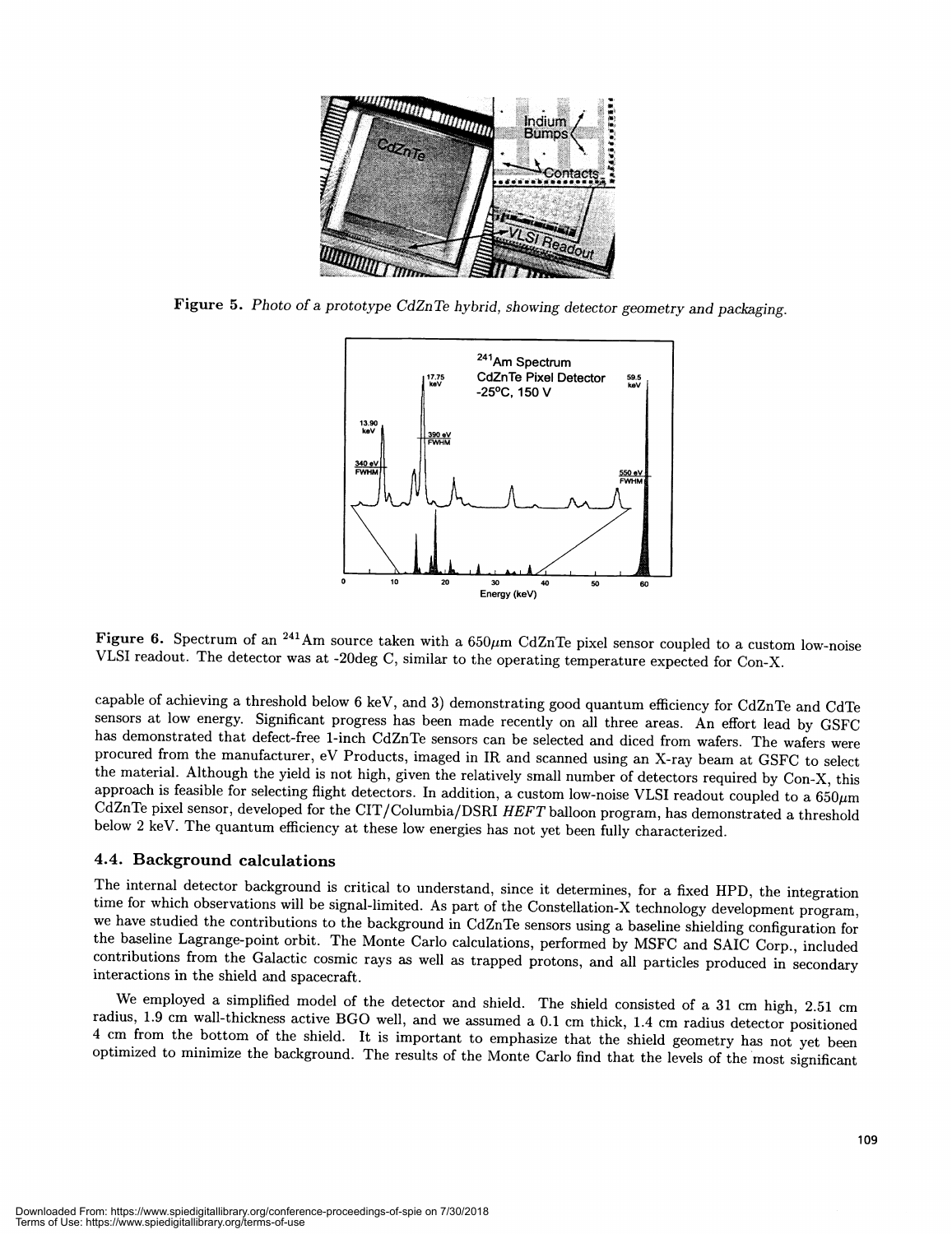**Figure 5.** *Photo of a prototype CdZnTe hybrid, showing detector geometry and packaging.*

**Figure 6.** Spectrum of an $^{241}$Am source taken with a 650$\mu$m CdZnTe pixel sensor coupled to a custom low-noise VLSI readout. The detector was at -20deg C, similar to the operating temperature expected for Con-X.

capable of achieving a threshold below 6 keV, and 3) demonstrating good quantum efficiency for CdZnTe and CdTe sensors at low energy. Significant progress has been made recently on all three areas. An effort lead by GSFC has demonstrated that defect-free 1-inch CdZnTe sensors can be selected and diced from wafers. The wafers were procured from the manufacturer, eV Products, imaged in IR and scanned using an X-ray beam at GSFC to select the material. Although the yield is not high, given the relatively small number of detectors required by Con-X, this approach is feasible for selecting flight detectors. In addition, a custom low-noise VLSI readout coupled to a 650$\mu$m CdZnTe pixel sensor, developed for the CIT/Columbia/DSRI *HEFT* balloon program, has demonstrated a threshold below 2 keV. The quantum efficiency at these low energies has not yet been fully characterized.

### 4.4. Background calculations

The internal detector background is critical to understand, since it determines, for a fixed HPD, the integration time for which observations will be signal-limited. As part of the Constellation-X technology development program, we have studied the contributions to the background in CdZnTe sensors using a baseline shielding configuration for the baseline Lagrange-point orbit. The Monte Carlo calculations, performed by MSFC and SAIC Corp., included contributions from the Galactic cosmic rays as well as trapped protons, and all particles produced in secondary interactions in the shield and spacecraft.

We employed a simplified model of the detector and shield. The shield consisted of a 31 cm high, 2.51 cm radius, 1.9 cm wall-thickness active BGO well, and we assumed a 0.1 cm thick, 1.4 cm radius detector positioned 4 cm from the bottom of the shield. It is important to emphasize that the shield geometry has not yet been optimized to minimize the background. The results of the Monte Carlo find that the levels of the most significant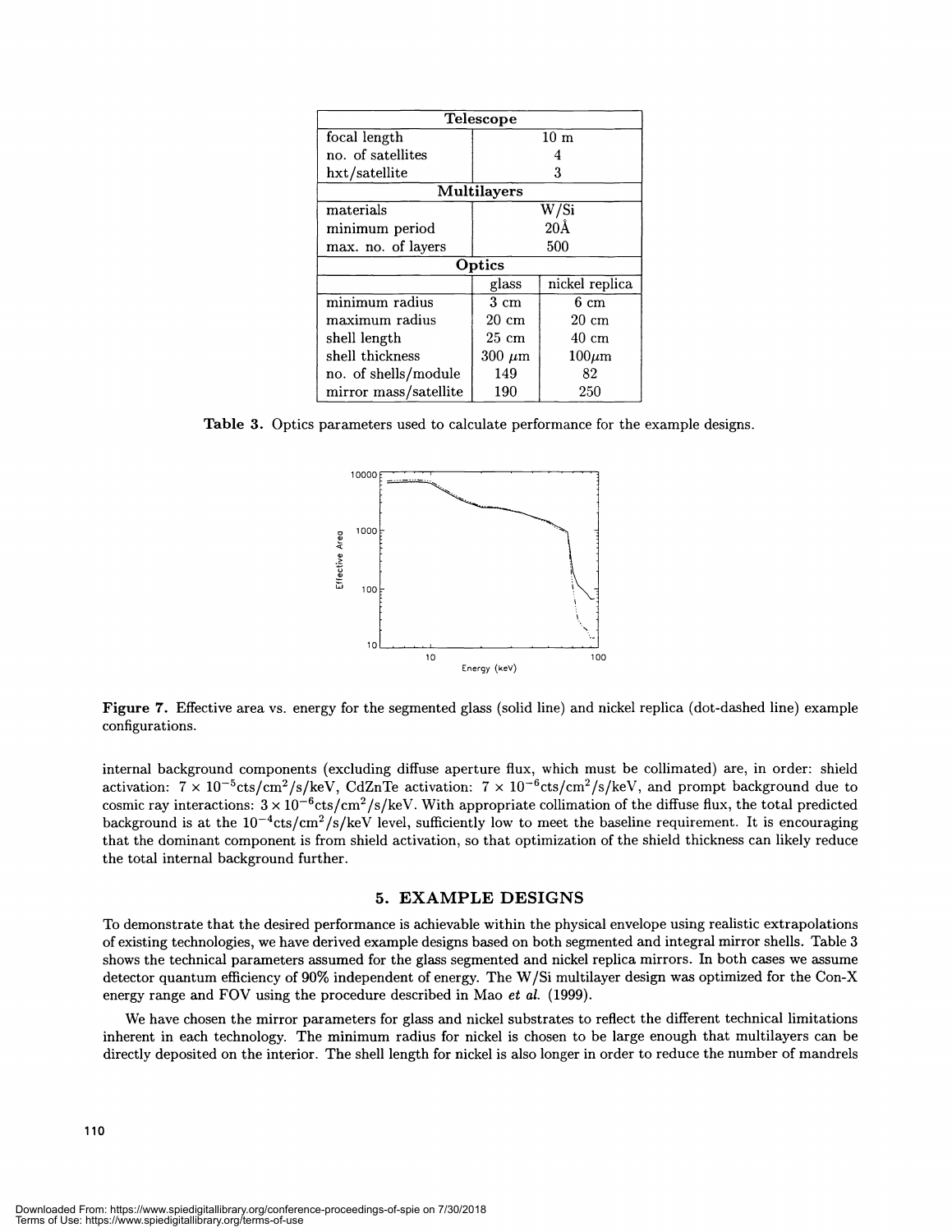| Telescope | | |
|---|---|---|
| focal length | 10 m | |
| no. of satellites | 4 | |
| hxt/satellite | 3 | |
| **Multilayers** | | |
| materials | W/Si | |
| minimum period | 20Å | |
| max. no. of layers | 500 | |
| **Optics** | | |
| | glass | nickel replica |
| minimum radius | 3 cm | 6 cm |
| maximum radius | 20 cm | 20 cm |
| shell length | 25 cm | 40 cm |
| shell thickness | 300 $\mu$m | 100$\mu$m |
| no. of shells/module | 149 | 82 |
| mirror mass/satellite | 190 | 250 |

**Table 3.** Optics parameters used to calculate performance for the example designs.

**Figure 7.** Effective area vs. energy for the segmented glass (solid line) and nickel replica (dot-dashed line) example configurations.

internal background components (excluding diffuse aperture flux, which must be collimated) are, in order: shield activation: $7 \times 10^{-5}$cts/cm$^2$/s/keV, CdZnTe activation: $7 \times 10^{-6}$cts/cm$^2$/s/keV, and prompt background due to cosmic ray interactions: $3 \times 10^{-6}$cts/cm$^2$/s/keV. With appropriate collimation of the diffuse flux, the total predicted background is at the $10^{-4}$cts/cm$^2$/s/keV level, sufficiently low to meet the baseline requirement. It is encouraging that the dominant component is from shield activation, so that optimization of the shield thickness can likely reduce the total internal background further.

## 5. EXAMPLE DESIGNS

To demonstrate that the desired performance is achievable within the physical envelope using realistic extrapolations of existing technologies, we have derived example designs based on both segmented and integral mirror shells. Table 3 shows the technical parameters assumed for the glass segmented and nickel replica mirrors. In both cases we assume detector quantum efficiency of 90% independent of energy. The W/Si multilayer design was optimized for the Con-X energy range and FOV using the procedure described in Mao *et al.* (1999).

We have chosen the mirror parameters for glass and nickel substrates to reflect the different technical limitations inherent in each technology. The minimum radius for nickel is chosen to be large enough that multilayers can be directly deposited on the interior. The shell length for nickel is also longer in order to reduce the number of mandrels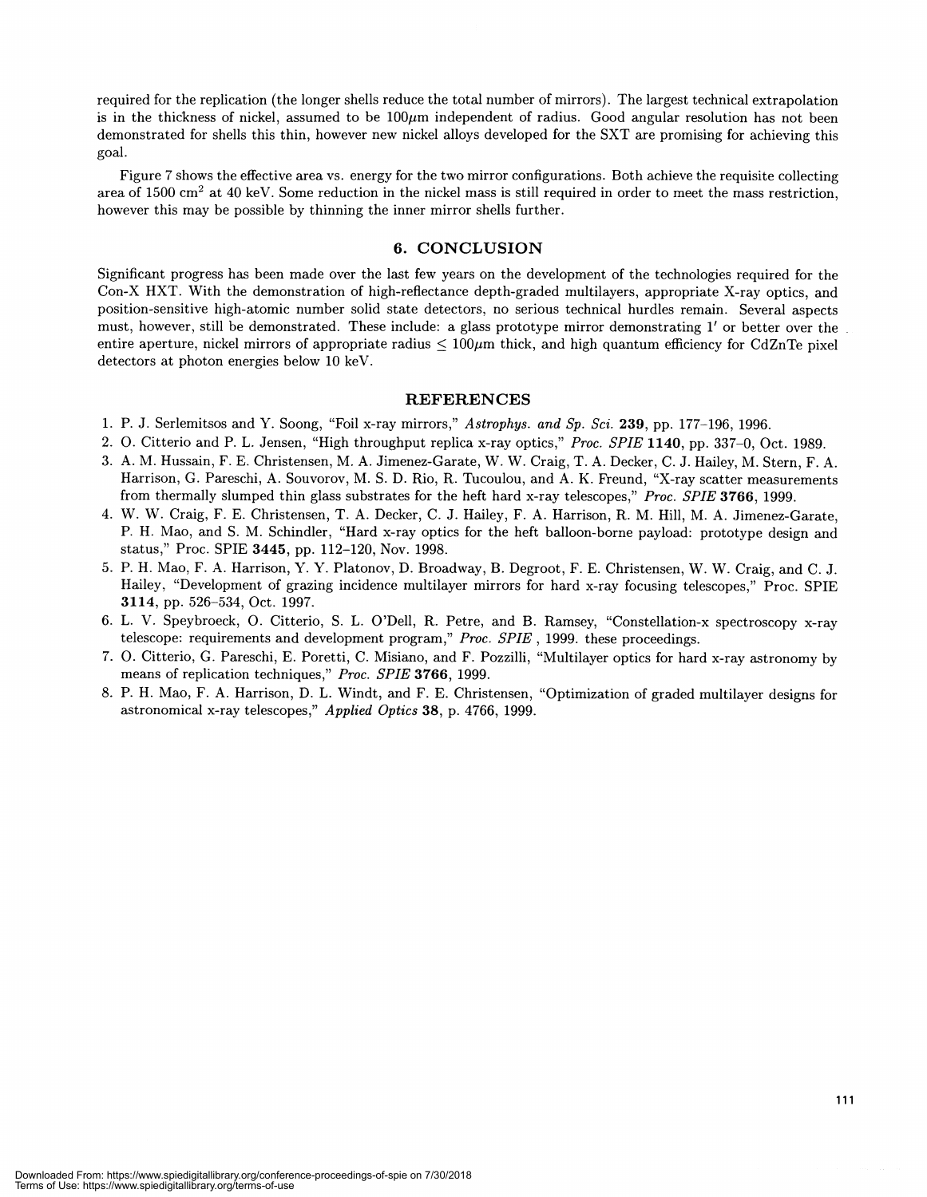required for the replication (the longer shells reduce the total number of mirrors). The largest technical extrapolation is in the thickness of nickel, assumed to be 100$\mu$m independent of radius. Good angular resolution has not been demonstrated for shells this thin, however new nickel alloys developed for the SXT are promising for achieving this goal.

Figure 7 shows the effective area vs. energy for the two mirror configurations. Both achieve the requisite collecting area of 1500 cm$^2$ at 40 keV. Some reduction in the nickel mass is still required in order to meet the mass restriction, however this may be possible by thinning the inner mirror shells further.

## 6. CONCLUSION

Significant progress has been made over the last few years on the development of the technologies required for the Con-X HXT. With the demonstration of high-reflectance depth-graded multilayers, appropriate X-ray optics, and position-sensitive high-atomic number solid state detectors, no serious technical hurdles remain. Several aspects must, however, still be demonstrated. These include: a glass prototype mirror demonstrating 1′ or better over the entire aperture, nickel mirrors of appropriate radius $\leq$ 100$\mu$m thick, and high quantum efficiency for CdZnTe pixel detectors at photon energies below 10 keV.

## REFERENCES

1. P. J. Serlemitsos and Y. Soong, "Foil x-ray mirrors," *Astrophys. and Sp. Sci.* **239**, pp. 177–196, 1996.
2. O. Citterio and P. L. Jensen, "High throughput replica x-ray optics," *Proc. SPIE* **1140**, pp. 337–0, Oct. 1989.
3. A. M. Hussain, F. E. Christensen, M. A. Jimenez-Garate, W. W. Craig, T. A. Decker, C. J. Hailey, M. Stern, F. A. Harrison, G. Pareschi, A. Souvorov, M. S. D. Rio, R. Tucoulou, and A. K. Freund, "X-ray scatter measurements from thermally slumped thin glass substrates for the heft hard x-ray telescopes," *Proc. SPIE* **3766**, 1999.
4. W. W. Craig, F. E. Christensen, T. A. Decker, C. J. Hailey, F. A. Harrison, R. M. Hill, M. A. Jimenez-Garate, P. H. Mao, and S. M. Schindler, "Hard x-ray optics for the heft balloon-borne payload: prototype design and status," Proc. SPIE **3445**, pp. 112–120, Nov. 1998.
5. P. H. Mao, F. A. Harrison, Y. Y. Platonov, D. Broadway, B. Degroot, F. E. Christensen, W. W. Craig, and C. J. Hailey, "Development of grazing incidence multilayer mirrors for hard x-ray focusing telescopes," Proc. SPIE **3114**, pp. 526–534, Oct. 1997.
6. L. V. Speybroeck, O. Citterio, S. L. O'Dell, R. Petre, and B. Ramsey, "Constellation-x spectroscopy x-ray telescope: requirements and development program," *Proc. SPIE* , 1999. these proceedings.
7. O. Citterio, G. Pareschi, E. Poretti, C. Misiano, and F. Pozzilli, "Multilayer optics for hard x-ray astronomy by means of replication techniques," *Proc. SPIE* **3766**, 1999.
8. P. H. Mao, F. A. Harrison, D. L. Windt, and F. E. Christensen, "Optimization of graded multilayer designs for astronomical x-ray telescopes," *Applied Optics* **38**, p. 4766, 1999.